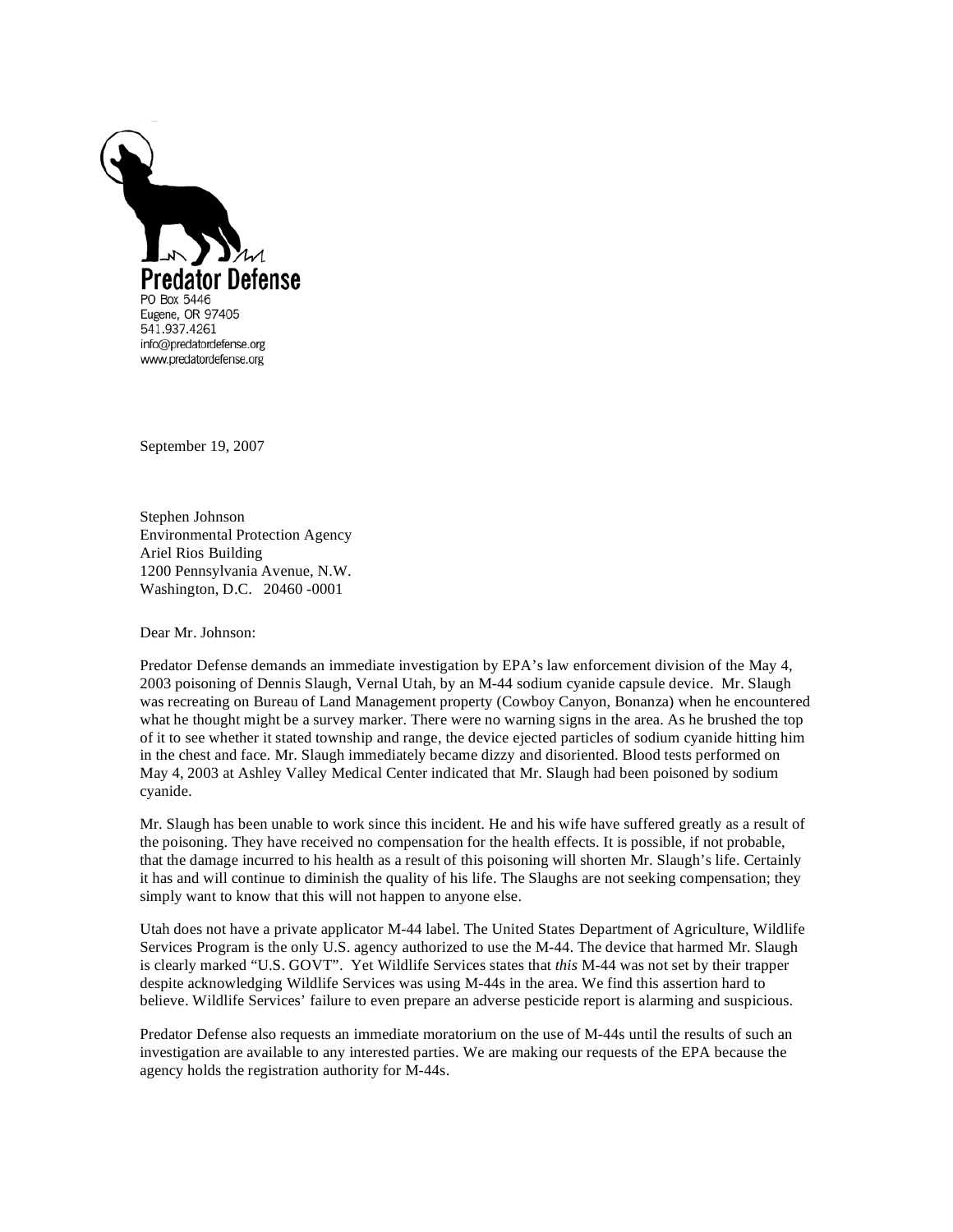**Predator Defense**
PO Box 5446
Eugene, OR 97405
541.937.4261
info@predatordefense.org
www.predatordefense.org

September 19, 2007

Stephen Johnson
Environmental Protection Agency
Ariel Rios Building
1200 Pennsylvania Avenue, N.W.
Washington, D.C. 20460 -0001

Dear Mr. Johnson:

Predator Defense demands an immediate investigation by EPA's law enforcement division of the May 4, 2003 poisoning of Dennis Slaugh, Vernal Utah, by an M-44 sodium cyanide capsule device. Mr. Slaugh was recreating on Bureau of Land Management property (Cowboy Canyon, Bonanza) when he encountered what he thought might be a survey marker. There were no warning signs in the area. As he brushed the top of it to see whether it stated township and range, the device ejected particles of sodium cyanide hitting him in the chest and face. Mr. Slaugh immediately became dizzy and disoriented. Blood tests performed on May 4, 2003 at Ashley Valley Medical Center indicated that Mr. Slaugh had been poisoned by sodium cyanide.

Mr. Slaugh has been unable to work since this incident. He and his wife have suffered greatly as a result of the poisoning. They have received no compensation for the health effects. It is possible, if not probable, that the damage incurred to his health as a result of this poisoning will shorten Mr. Slaugh's life. Certainly it has and will continue to diminish the quality of his life. The Slaughs are not seeking compensation; they simply want to know that this will not happen to anyone else.

Utah does not have a private applicator M-44 label. The United States Department of Agriculture, Wildlife Services Program is the only U.S. agency authorized to use the M-44. The device that harmed Mr. Slaugh is clearly marked "U.S. GOVT". Yet Wildlife Services states that *this* M-44 was not set by their trapper despite acknowledging Wildlife Services was using M-44s in the area. We find this assertion hard to believe. Wildlife Services' failure to even prepare an adverse pesticide report is alarming and suspicious.

Predator Defense also requests an immediate moratorium on the use of M-44s until the results of such an investigation are available to any interested parties. We are making our requests of the EPA because the agency holds the registration authority for M-44s.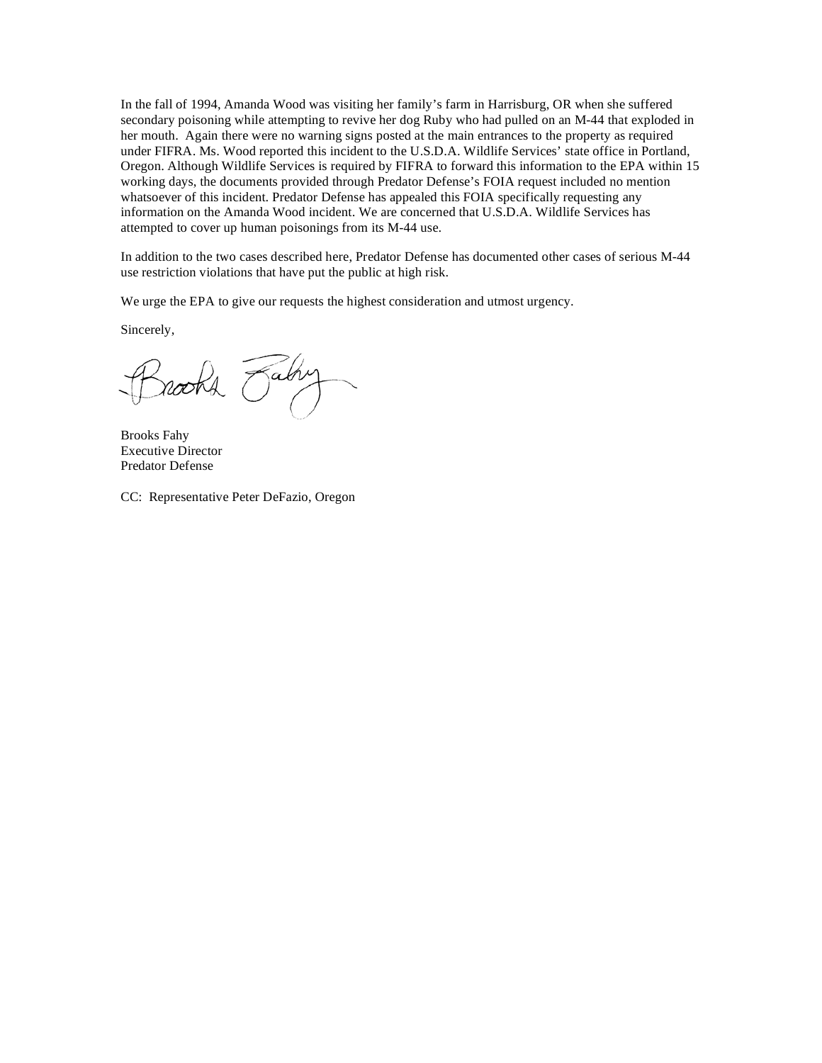In the fall of 1994, Amanda Wood was visiting her family's farm in Harrisburg, OR when she suffered secondary poisoning while attempting to revive her dog Ruby who had pulled on an M-44 that exploded in her mouth. Again there were no warning signs posted at the main entrances to the property as required under FIFRA. Ms. Wood reported this incident to the U.S.D.A. Wildlife Services' state office in Portland, Oregon. Although Wildlife Services is required by FIFRA to forward this information to the EPA within 15 working days, the documents provided through Predator Defense's FOIA request included no mention whatsoever of this incident. Predator Defense has appealed this FOIA specifically requesting any information on the Amanda Wood incident. We are concerned that U.S.D.A. Wildlife Services has attempted to cover up human poisonings from its M-44 use.

In addition to the two cases described here, Predator Defense has documented other cases of serious M-44 use restriction violations that have put the public at high risk.

We urge the EPA to give our requests the highest consideration and utmost urgency.

Sincerely,

Brooks Fahy
Executive Director
Predator Defense

CC: Representative Peter DeFazio, Oregon